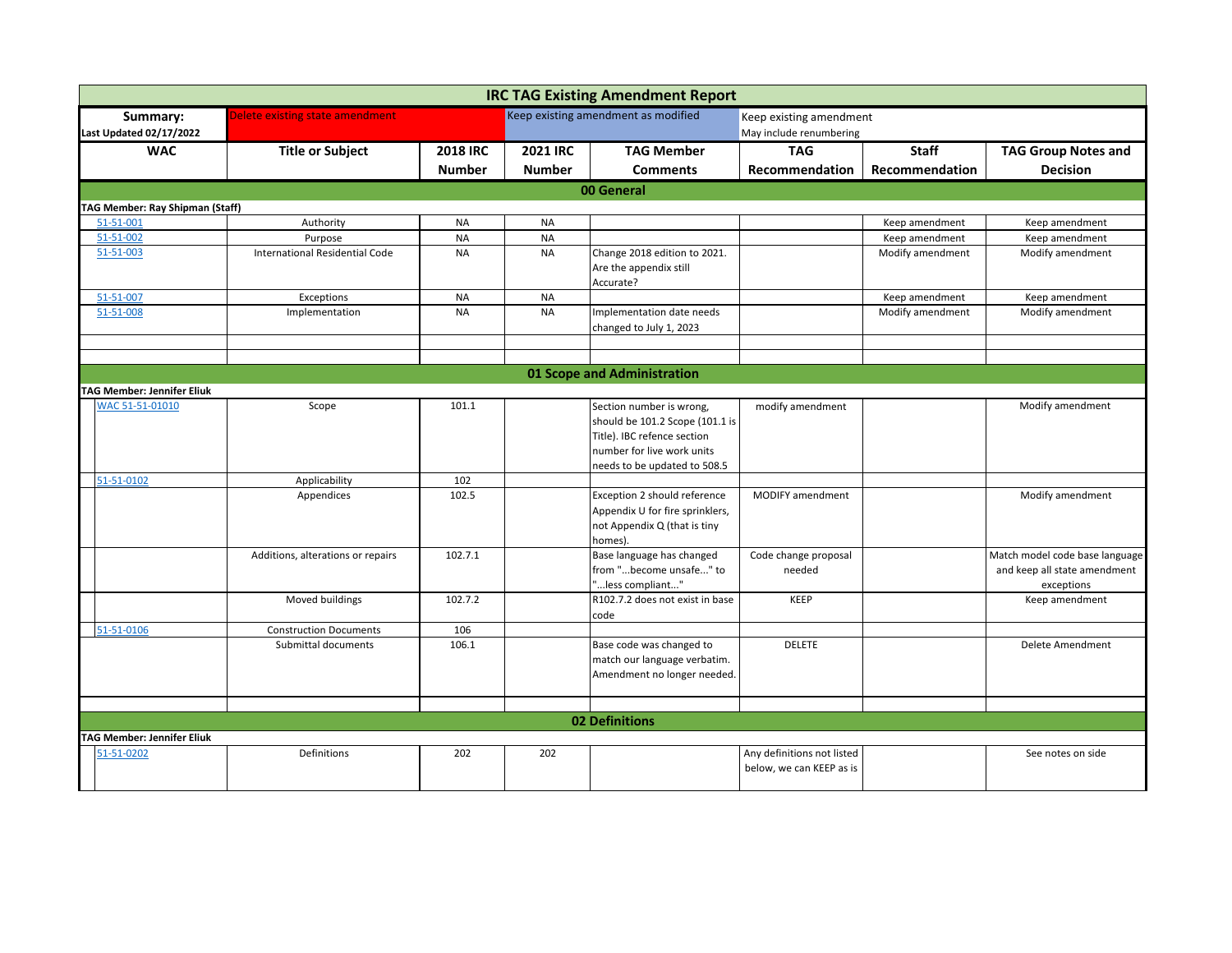# IRC TAG Existing Amendment Report

| **Summary:** Last Updated 02/17/2022 | Delete existing state amendment | | Keep existing amendment as modified | | Keep existing amendment May include renumbering | | |
|---|---|---|---|---|---|---|---|
| **WAC** | **Title or Subject** | **2018 IRC Number** | **2021 IRC Number** | **TAG Member Comments** | **TAG Recommendation** | **Staff Recommendation** | **TAG Group Notes and Decision** |
| **00 General** | | | | | | | |
| **TAG Member: Ray Shipman (Staff)** | | | | | | | |
| 51-51-001 | Authority | NA | NA | | | Keep amendment | Keep amendment |
| 51-51-002 | Purpose | NA | NA | | | Keep amendment | Keep amendment |
| 51-51-003 | International Residential Code | NA | NA | Change 2018 edition to 2021. Are the appendix still Accurate? | | Modify amendment | Modify amendment |
| 51-51-007 | Exceptions | NA | NA | | | Keep amendment | Keep amendment |
| 51-51-008 | Implementation | NA | NA | Implementation date needs changed to July 1, 2023 | | Modify amendment | Modify amendment |
| | | | | | | | |
| | | | | | | | |
| **01 Scope and Administration** | | | | | | | |
| **TAG Member: Jennifer Eliuk** | | | | | | | |
| WAC 51-51-01010 | Scope | 101.1 | | Section number is wrong, should be 101.2 Scope (101.1 is Title). IBC refence section number for live work units needs to be updated to 508.5 | modify amendment | | Modify amendment |
| 51-51-0102 | Applicability | 102 | | | | | |
| | Appendices | 102.5 | | Exception 2 should reference Appendix U for fire sprinklers, not Appendix Q (that is tiny homes). | MODIFY amendment | | Modify amendment |
| | Additions, alterations or repairs | 102.7.1 | | Base language has changed from "...become unsafe..." to "...less compliant..." | Code change proposal needed | | Match model code base language and keep all state amendment exceptions |
| | Moved buildings | 102.7.2 | | R102.7.2 does not exist in base code | KEEP | | Keep amendment |
| 51-51-0106 | Construction Documents | 106 | | | | | |
| | Submittal documents | 106.1 | | Base code was changed to match our language verbatim. Amendment no longer needed. | DELETE | | Delete Amendment |
| | | | | | | | |
| **02 Definitions** | | | | | | | |
| **TAG Member: Jennifer Eliuk** | | | | | | | |
| 51-51-0202 | Definitions | 202 | 202 | | Any definitions not listed below, we can KEEP as is | | See notes on side |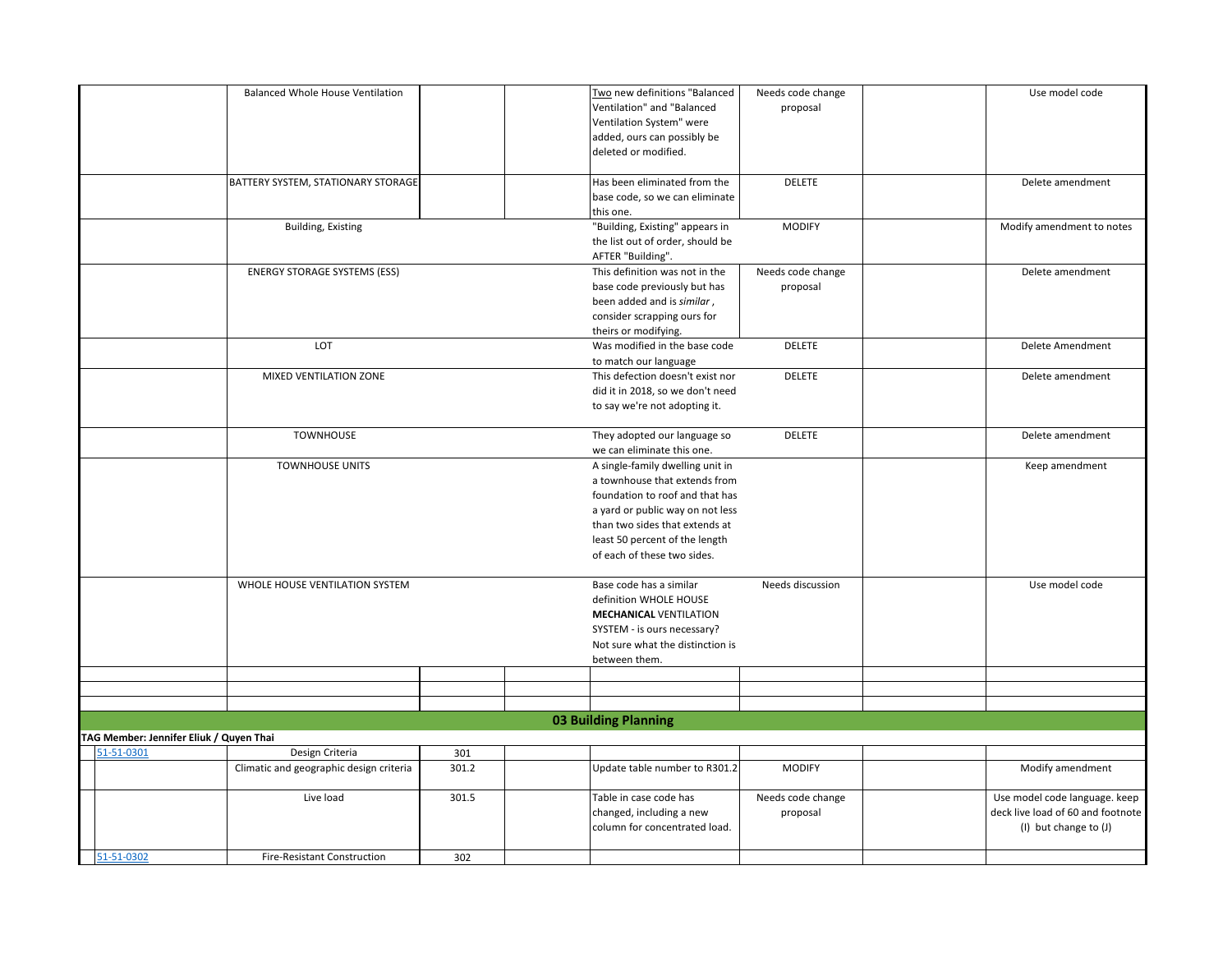| | | | | | | | |
|---|---|---|---|---|---|---|---|
| | Balanced Whole House Ventilation | | | Two new definitions "Balanced Ventilation" and "Balanced Ventilation System" were added, ours can possibly be deleted or modified. | Needs code change proposal | | Use model code |
| | BATTERY SYSTEM, STATIONARY STORAGE | | | Has been eliminated from the base code, so we can eliminate this one. | DELETE | | Delete amendment |
| | Building, Existing | | | "Building, Existing" appears in the list out of order, should be AFTER "Building". | MODIFY | | Modify amendment to notes |
| | ENERGY STORAGE SYSTEMS (ESS) | | | This definition was not in the base code previously but has been added and is *similar*, consider scrapping ours for theirs or modifying. | Needs code change proposal | | Delete amendment |
| | LOT | | | Was modified in the base code to match our language | DELETE | | Delete Amendment |
| | MIXED VENTILATION ZONE | | | This defection doesn't exist nor did it in 2018, so we don't need to say we're not adopting it. | DELETE | | Delete amendment |
| | TOWNHOUSE | | | They adopted our language so we can eliminate this one. | DELETE | | Delete amendment |
| | TOWNHOUSE UNITS | | | A single-family dwelling unit in a townhouse that extends from foundation to roof and that has a yard or public way on not less than two sides that extends at least 50 percent of the length of each of these two sides. | | | Keep amendment |
| | WHOLE HOUSE VENTILATION SYSTEM | | | Base code has a similar definition WHOLE HOUSE **MECHANICAL** VENTILATION SYSTEM - is ours necessary? Not sure what the distinction is between them. | Needs discussion | | Use model code |
| | | | | | | | |
| | | | | | | | |
| | | | | | | | |
| | | | | **03 Building Planning** | | | |
| **TAG Member: Jennifer Eliuk / Quyen Thai** | | | | | | | |
| 51-51-0301 | Design Criteria | 301 | | | | | |
| | Climatic and geographic design criteria | 301.2 | | Update table number to R301.2 | MODIFY | | Modify amendment |
| | Live load | 301.5 | | Table in case code has changed, including a new column for concentrated load. | Needs code change proposal | | Use model code language. keep deck live load of 60 and footnote (I) but change to (J) |
| 51-51-0302 | Fire-Resistant Construction | 302 | | | | | |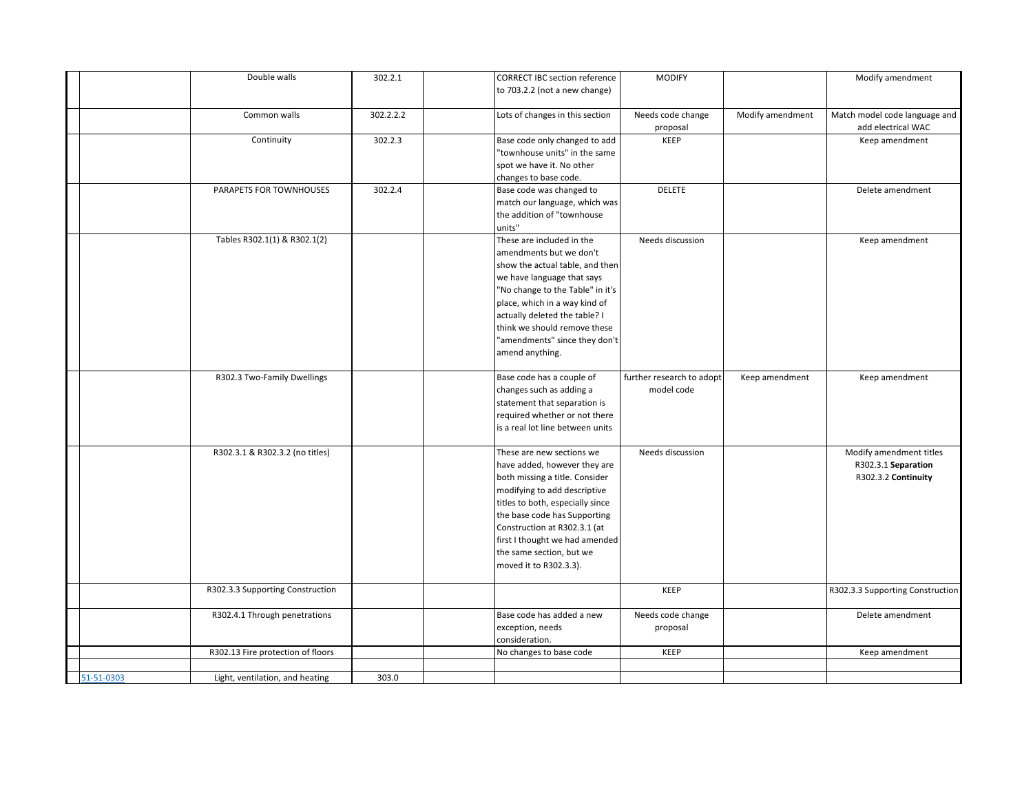| | | | | | | | | |
|---|---|---|---|---|---|---|---|---|
| | | Double walls | 302.2.1 | | CORRECT IBC section reference to 703.2.2 (not a new change) | MODIFY | | Modify amendment |
| | | Common walls | 302.2.2.2 | | Lots of changes in this section | Needs code change proposal | Modify amendment | Match model code language and add electrical WAC |
| | | Continuity | 302.2.3 | | Base code only changed to add "townhouse units" in the same spot we have it. No other changes to base code. | KEEP | | Keep amendment |
| | | PARAPETS FOR TOWNHOUSES | 302.2.4 | | Base code was changed to match our language, which was the addition of "townhouse units" | DELETE | | Delete amendment |
| | | Tables R302.1(1) & R302.1(2) | | | These are included in the amendments but we don't show the actual table, and then we have language that says "No change to the Table" in it's place, which in a way kind of actually deleted the table? I think we should remove these "amendments" since they don't amend anything. | Needs discussion | | Keep amendment |
| | | R302.3 Two-Family Dwellings | | | Base code has a couple of changes such as adding a statement that separation is required whether or not there is a real lot line between units | further research to adopt model code | Keep amendment | Keep amendment |
| | | R302.3.1 & R302.3.2 (no titles) | | | These are new sections we have added, however they are both missing a title. Consider modifying to add descriptive titles to both, especially since the base code has Supporting Construction at R302.3.1 (at first I thought we had amended the same section, but we moved it to R302.3.3). | Needs discussion | | Modify amendment titles R302.3.1 **Separation** R302.3.2 **Continuity** |
| | | R302.3.3 Supporting Construction | | | | KEEP | | R302.3.3 Supporting Construction |
| | | R302.4.1 Through penetrations | | | Base code has added a new exception, needs consideration. | Needs code change proposal | | Delete amendment |
| | | R302.13 Fire protection of floors | | | No changes to base code | KEEP | | Keep amendment |
| | | | | | | | | |
| | 51-51-0303 | Light, ventilation, and heating | 303.0 | | | | | |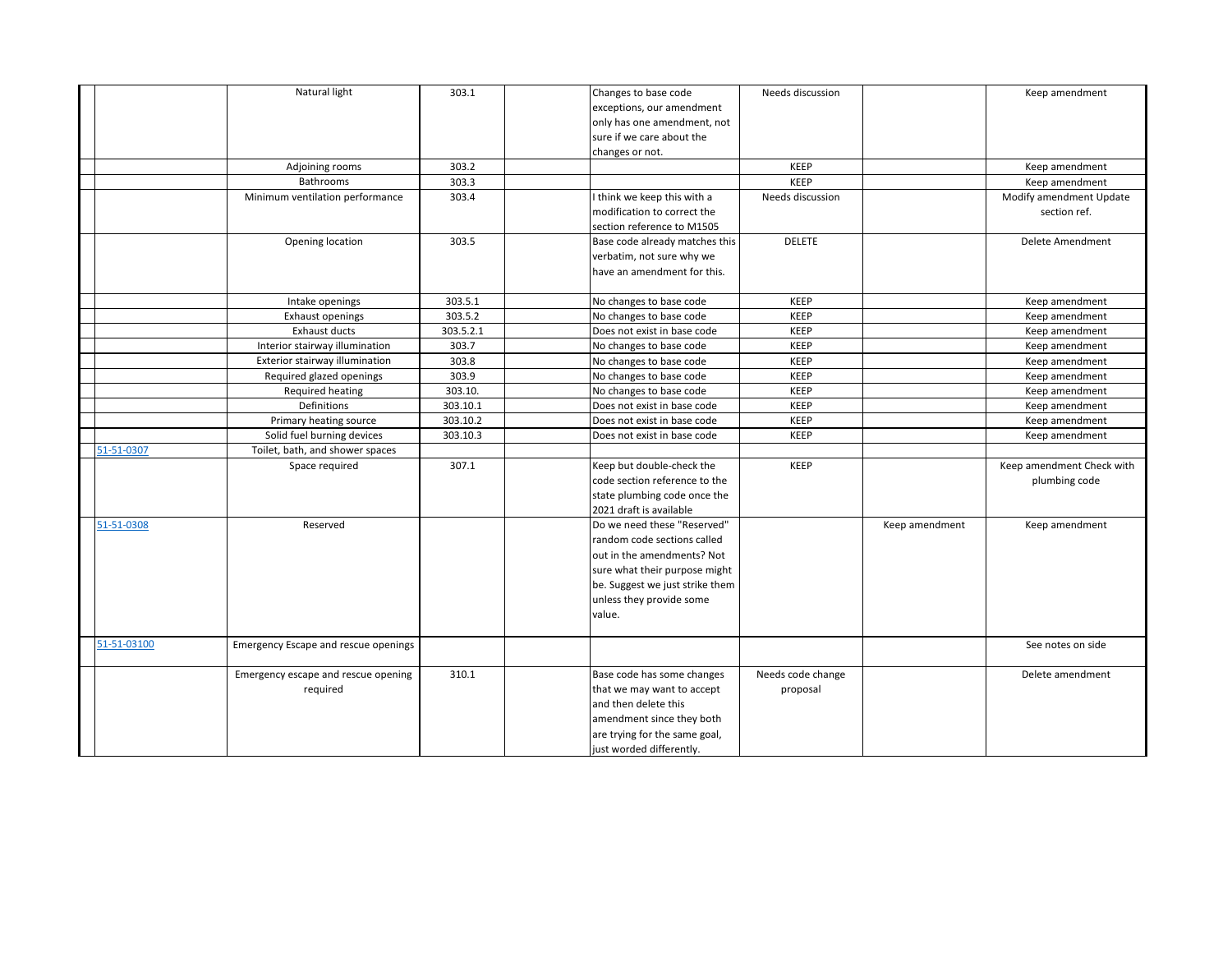| | | | | | | | |
|---|---|---|---|---|---|---|---|
| | Natural light | 303.1 | | Changes to base code exceptions, our amendment only has one amendment, not sure if we care about the changes or not. | Needs discussion | | Keep amendment |
| | Adjoining rooms | 303.2 | | | KEEP | | Keep amendment |
| | Bathrooms | 303.3 | | | KEEP | | Keep amendment |
| | Minimum ventilation performance | 303.4 | | I think we keep this with a modification to correct the section reference to M1505 | Needs discussion | | Modify amendment Update section ref. |
| | Opening location | 303.5 | | Base code already matches this verbatim, not sure why we have an amendment for this. | DELETE | | Delete Amendment |
| | Intake openings | 303.5.1 | | No changes to base code | KEEP | | Keep amendment |
| | Exhaust openings | 303.5.2 | | No changes to base code | KEEP | | Keep amendment |
| | Exhaust ducts | 303.5.2.1 | | Does not exist in base code | KEEP | | Keep amendment |
| | Interior stairway illumination | 303.7 | | No changes to base code | KEEP | | Keep amendment |
| | Exterior stairway illumination | 303.8 | | No changes to base code | KEEP | | Keep amendment |
| | Required glazed openings | 303.9 | | No changes to base code | KEEP | | Keep amendment |
| | Required heating | 303.10. | | No changes to base code | KEEP | | Keep amendment |
| | Definitions | 303.10.1 | | Does not exist in base code | KEEP | | Keep amendment |
| | Primary heating source | 303.10.2 | | Does not exist in base code | KEEP | | Keep amendment |
| | Solid fuel burning devices | 303.10.3 | | Does not exist in base code | KEEP | | Keep amendment |
| 51-51-0307 | Toilet, bath, and shower spaces | | | | | | |
| | Space required | 307.1 | | Keep but double-check the code section reference to the state plumbing code once the 2021 draft is available | KEEP | | Keep amendment Check with plumbing code |
| 51-51-0308 | Reserved | | | Do we need these "Reserved" random code sections called out in the amendments? Not sure what their purpose might be. Suggest we just strike them unless they provide some value. | | Keep amendment | Keep amendment |
| 51-51-03100 | Emergency Escape and rescue openings | | | | | | See notes on side |
| | Emergency escape and rescue opening required | 310.1 | | Base code has some changes that we may want to accept and then delete this amendment since they both are trying for the same goal, just worded differently. | Needs code change proposal | | Delete amendment |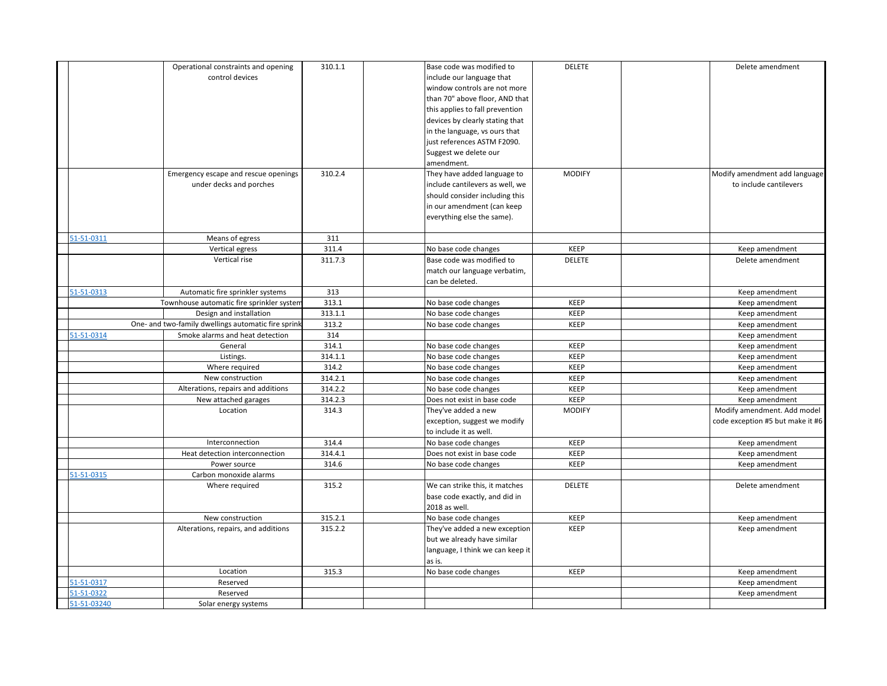| | | | | | | | |
|---|---|---|---|---|---|---|---|
| | Operational constraints and opening control devices | 310.1.1 | | Base code was modified to include our language that window controls are not more than 70" above floor, AND that this applies to fall prevention devices by clearly stating that in the language, vs ours that just references ASTM F2090. Suggest we delete our amendment. | DELETE | | Delete amendment |
| | Emergency escape and rescue openings under decks and porches | 310.2.4 | | They have added language to include cantilevers as well, we should consider including this in our amendment (can keep everything else the same). | MODIFY | | Modify amendment add language to include cantilevers |
| 51-51-0311 | Means of egress | 311 | | | | | |
| | Vertical egress | 311.4 | | No base code changes | KEEP | | Keep amendment |
| | Vertical rise | 311.7.3 | | Base code was modified to match our language verbatim, can be deleted. | DELETE | | Delete amendment |
| 51-51-0313 | Automatic fire sprinkler systems | 313 | | | | | Keep amendment |
| | Townhouse automatic fire sprinkler system | 313.1 | | No base code changes | KEEP | | Keep amendment |
| | Design and installation | 313.1.1 | | No base code changes | KEEP | | Keep amendment |
| | One- and two-family dwellings automatic fire sprink | 313.2 | | No base code changes | KEEP | | Keep amendment |
| 51-51-0314 | Smoke alarms and heat detection | 314 | | | | | Keep amendment |
| | General | 314.1 | | No base code changes | KEEP | | Keep amendment |
| | Listings. | 314.1.1 | | No base code changes | KEEP | | Keep amendment |
| | Where required | 314.2 | | No base code changes | KEEP | | Keep amendment |
| | New construction | 314.2.1 | | No base code changes | KEEP | | Keep amendment |
| | Alterations, repairs and additions | 314.2.2 | | No base code changes | KEEP | | Keep amendment |
| | New attached garages | 314.2.3 | | Does not exist in base code | KEEP | | Keep amendment |
| | Location | 314.3 | | They've added a new exception, suggest we modify to include it as well. | MODIFY | | Modify amendment. Add model code exception #5 but make it #6 |
| | Interconnection | 314.4 | | No base code changes | KEEP | | Keep amendment |
| | Heat detection interconnection | 314.4.1 | | Does not exist in base code | KEEP | | Keep amendment |
| | Power source | 314.6 | | No base code changes | KEEP | | Keep amendment |
| 51-51-0315 | Carbon monoxide alarms | | | | | | |
| | Where required | 315.2 | | We can strike this, it matches base code exactly, and did in 2018 as well. | DELETE | | Delete amendment |
| | New construction | 315.2.1 | | No base code changes | KEEP | | Keep amendment |
| | Alterations, repairs, and additions | 315.2.2 | | They've added a new exception but we already have similar language, I think we can keep it as is. | KEEP | | Keep amendment |
| | Location | 315.3 | | No base code changes | KEEP | | Keep amendment |
| 51-51-0317 | Reserved | | | | | | Keep amendment |
| 51-51-0322 | Reserved | | | | | | Keep amendment |
| 51-51-03240 | Solar energy systems | | | | | | |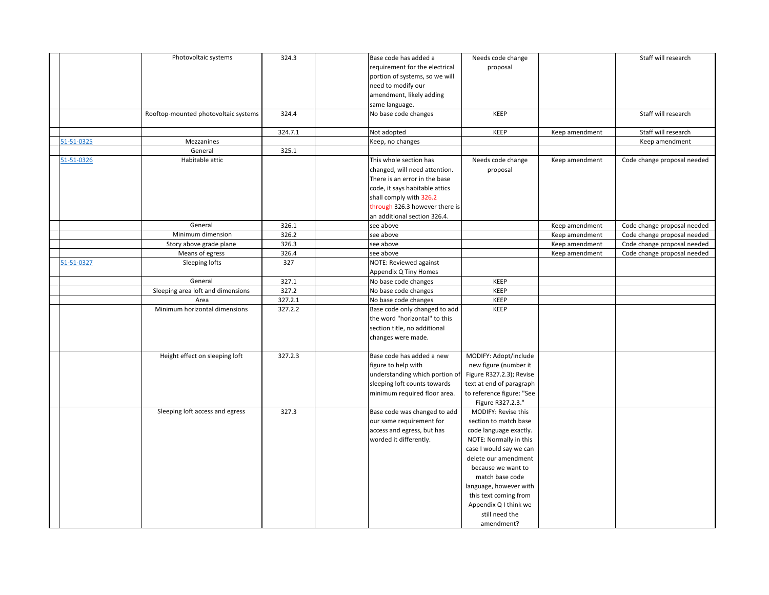| | | | | | | | |
|---|---|---|---|---|---|---|---|
| | Photovoltaic systems | 324.3 | | Base code has added a requirement for the electrical portion of systems, so we will need to modify our amendment, likely adding same language. | Needs code change proposal | | Staff will research |
| | Rooftop-mounted photovoltaic systems | 324.4 | | No base code changes | KEEP | | Staff will research |
| | | 324.7.1 | | Not adopted | KEEP | Keep amendment | Staff will research |
| 51-51-0325 | Mezzanines | | | Keep, no changes | | | Keep amendment |
| | General | 325.1 | | | | | |
| 51-51-0326 | Habitable attic | | | This whole section has changed, will need attention. There is an error in the base code, it says habitable attics shall comply with 326.2 through 326.3 however there is an additional section 326.4. | Needs code change proposal | Keep amendment | Code change proposal needed |
| | General | 326.1 | | see above | | Keep amendment | Code change proposal needed |
| | Minimum dimension | 326.2 | | see above | | Keep amendment | Code change proposal needed |
| | Story above grade plane | 326.3 | | see above | | Keep amendment | Code change proposal needed |
| | Means of egress | 326.4 | | see above | | Keep amendment | Code change proposal needed |
| 51-51-0327 | Sleeping lofts | 327 | | NOTE: Reviewed against Appendix Q Tiny Homes | | | |
| | General | 327.1 | | No base code changes | KEEP | | |
| | Sleeping area loft and dimensions | 327.2 | | No base code changes | KEEP | | |
| | Area | 327.2.1 | | No base code changes | KEEP | | |
| | Minimum horizontal dimensions | 327.2.2 | | Base code only changed to add the word "horizontal" to this section title, no additional changes were made. | KEEP | | |
| | Height effect on sleeping loft | 327.2.3 | | Base code has added a new figure to help with understanding which portion of sleeping loft counts towards minimum required floor area. | MODIFY: Adopt/include new figure (number it Figure R327.2.3); Revise text at end of paragraph to reference figure: "See Figure R327.2.3." | | |
| | Sleeping loft access and egress | 327.3 | | Base code was changed to add our same requirement for access and egress, but has worded it differently. | MODIFY: Revise this section to match base code language exactly. NOTE: Normally in this case I would say we can delete our amendment because we want to match base code language, however with this text coming from Appendix Q I think we still need the amendment? | | |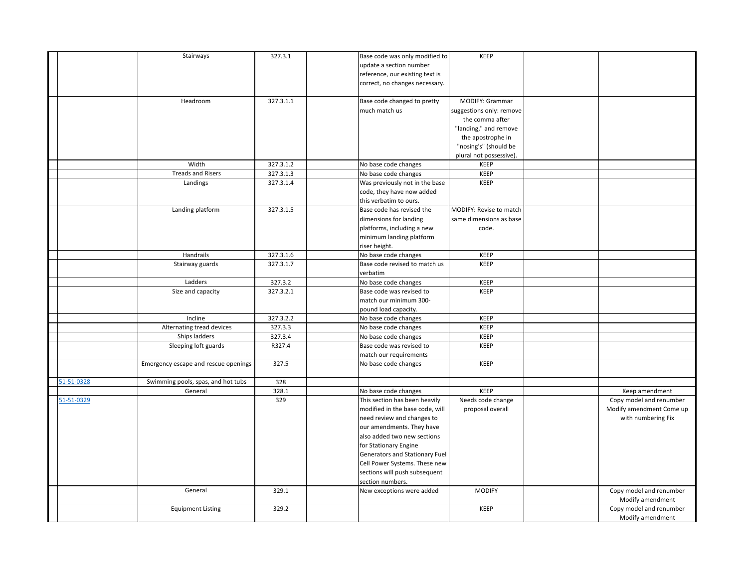| | | | | | | | |
|---|---|---|---|---|---|---|---|
| | | Stairways | 327.3.1 | | Base code was only modified to update a section number reference, our existing text is correct, no changes necessary. | KEEP | | |
| | | Headroom | 327.3.1.1 | | Base code changed to pretty much match us | MODIFY: Grammar suggestions only: remove the comma after "landing," and remove the apostrophe in "nosing's" (should be plural not possessive). | | |
| | | Width | 327.3.1.2 | | No base code changes | KEEP | | |
| | | Treads and Risers | 327.3.1.3 | | No base code changes | KEEP | | |
| | | Landings | 327.3.1.4 | | Was previously not in the base code, they have now added this verbatim to ours. | KEEP | | |
| | | Landing platform | 327.3.1.5 | | Base code has revised the dimensions for landing platforms, including a new minimum landing platform riser height. | MODIFY: Revise to match same dimensions as base code. | | |
| | | Handrails | 327.3.1.6 | | No base code changes | KEEP | | |
| | | Stairway guards | 327.3.1.7 | | Base code revised to match us verbatim | KEEP | | |
| | | Ladders | 327.3.2 | | No base code changes | KEEP | | |
| | | Size and capacity | 327.3.2.1 | | Base code was revised to match our minimum 300-pound load capacity. | KEEP | | |
| | | Incline | 327.3.2.2 | | No base code changes | KEEP | | |
| | | Alternating tread devices | 327.3.3 | | No base code changes | KEEP | | |
| | | Ships ladders | 327.3.4 | | No base code changes | KEEP | | |
| | | Sleeping loft guards | R327.4 | | Base code was revised to match our requirements | KEEP | | |
| | | Emergency escape and rescue openings | 327.5 | | No base code changes | KEEP | | |
| | 51-51-0328 | Swimming pools, spas, and hot tubs | 328 | | | | | |
| | | General | 328.1 | | No base code changes | KEEP | | Keep amendment |
| | 51-51-0329 | | 329 | | This section has been heavily modified in the base code, will need review and changes to our amendments. They have also added two new sections for Stationary Engine Generators and Stationary Fuel Cell Power Systems. These new sections will push subsequent section numbers. | Needs code change proposal overall | | Copy model and renumber Modify amendment Come up with numbering Fix |
| | | General | 329.1 | | New exceptions were added | MODIFY | | Copy model and renumber Modify amendment |
| | | Equipment Listing | 329.2 | | | KEEP | | Copy model and renumber Modify amendment |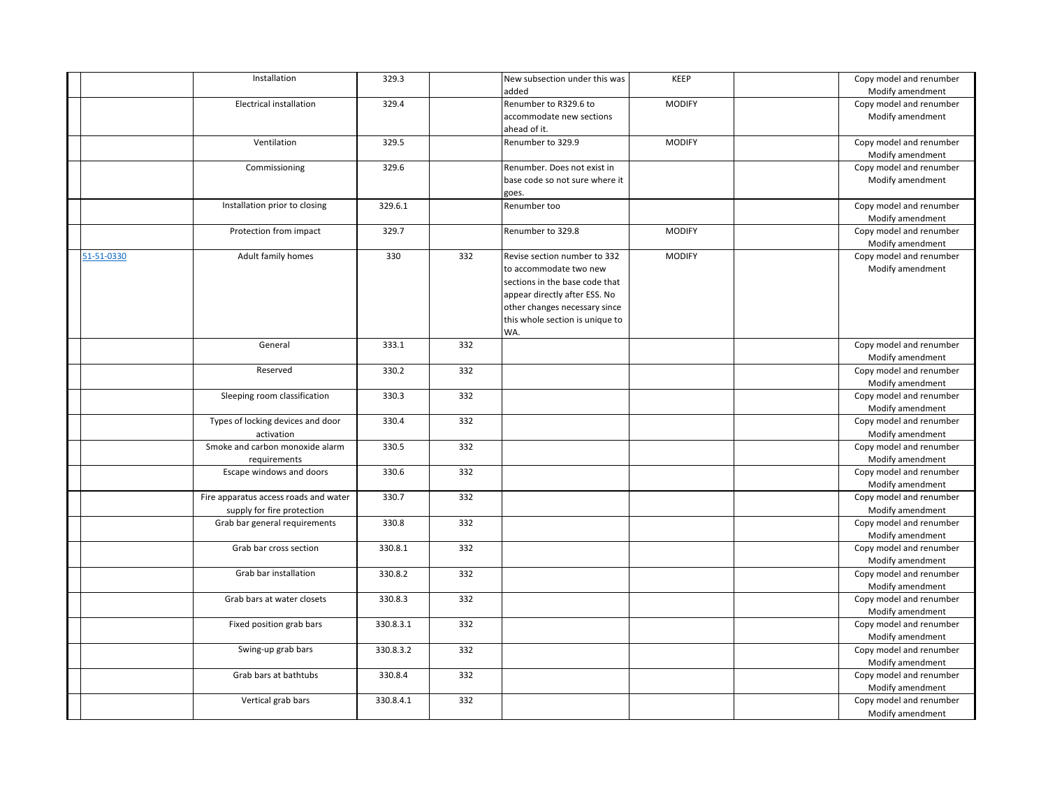| | | | | | | | |
|---|---|---|---|---|---|---|---|
| | Installation | 329.3 | | New subsection under this was added | KEEP | | Copy model and renumber Modify amendment |
| | Electrical installation | 329.4 | | Renumber to R329.6 to accommodate new sections ahead of it. | MODIFY | | Copy model and renumber Modify amendment |
| | Ventilation | 329.5 | | Renumber to 329.9 | MODIFY | | Copy model and renumber Modify amendment |
| | Commissioning | 329.6 | | Renumber. Does not exist in base code so not sure where it goes. | | | Copy model and renumber Modify amendment |
| | Installation prior to closing | 329.6.1 | | Renumber too | | | Copy model and renumber Modify amendment |
| | Protection from impact | 329.7 | | Renumber to 329.8 | MODIFY | | Copy model and renumber Modify amendment |
| 51-51-0330 | Adult family homes | 330 | 332 | Revise section number to 332 to accommodate two new sections in the base code that appear directly after ESS. No other changes necessary since this whole section is unique to WA. | MODIFY | | Copy model and renumber Modify amendment |
| | General | 333.1 | 332 | | | | Copy model and renumber Modify amendment |
| | Reserved | 330.2 | 332 | | | | Copy model and renumber Modify amendment |
| | Sleeping room classification | 330.3 | 332 | | | | Copy model and renumber Modify amendment |
| | Types of locking devices and door activation | 330.4 | 332 | | | | Copy model and renumber Modify amendment |
| | Smoke and carbon monoxide alarm requirements | 330.5 | 332 | | | | Copy model and renumber Modify amendment |
| | Escape windows and doors | 330.6 | 332 | | | | Copy model and renumber Modify amendment |
| | Fire apparatus access roads and water supply for fire protection | 330.7 | 332 | | | | Copy model and renumber Modify amendment |
| | Grab bar general requirements | 330.8 | 332 | | | | Copy model and renumber Modify amendment |
| | Grab bar cross section | 330.8.1 | 332 | | | | Copy model and renumber Modify amendment |
| | Grab bar installation | 330.8.2 | 332 | | | | Copy model and renumber Modify amendment |
| | Grab bars at water closets | 330.8.3 | 332 | | | | Copy model and renumber Modify amendment |
| | Fixed position grab bars | 330.8.3.1 | 332 | | | | Copy model and renumber Modify amendment |
| | Swing-up grab bars | 330.8.3.2 | 332 | | | | Copy model and renumber Modify amendment |
| | Grab bars at bathtubs | 330.8.4 | 332 | | | | Copy model and renumber Modify amendment |
| | Vertical grab bars | 330.8.4.1 | 332 | | | | Copy model and renumber Modify amendment |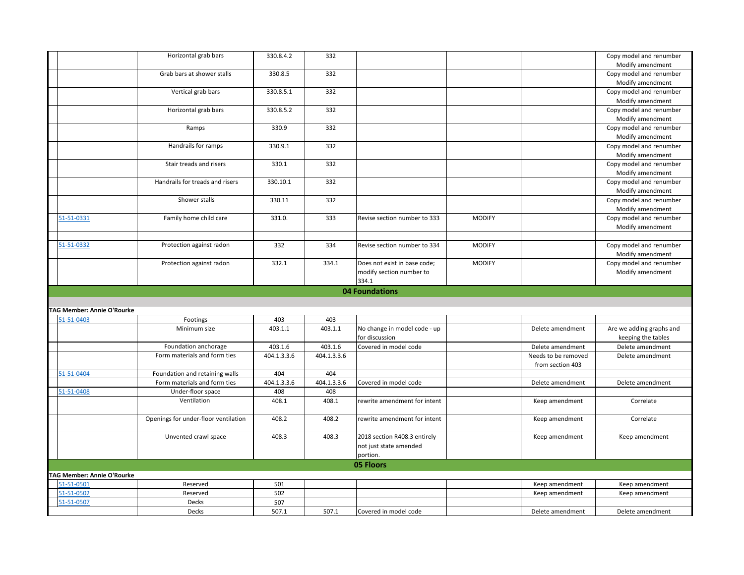| | | | | | | | |
|---|---|---|---|---|---|---|---|
| | Horizontal grab bars | 330.8.4.2 | 332 | | | | Copy model and renumber Modify amendment |
| | Grab bars at shower stalls | 330.8.5 | 332 | | | | Copy model and renumber Modify amendment |
| | Vertical grab bars | 330.8.5.1 | 332 | | | | Copy model and renumber Modify amendment |
| | Horizontal grab bars | 330.8.5.2 | 332 | | | | Copy model and renumber Modify amendment |
| | Ramps | 330.9 | 332 | | | | Copy model and renumber Modify amendment |
| | Handrails for ramps | 330.9.1 | 332 | | | | Copy model and renumber Modify amendment |
| | Stair treads and risers | 330.1 | 332 | | | | Copy model and renumber Modify amendment |
| | Handrails for treads and risers | 330.10.1 | 332 | | | | Copy model and renumber Modify amendment |
| | Shower stalls | 330.11 | 332 | | | | Copy model and renumber Modify amendment |
| 51-51-0331 | Family home child care | 331.0. | 333 | Revise section number to 333 | MODIFY | | Copy model and renumber Modify amendment |
| | | | | | | | |
| 51-51-0332 | Protection against radon | 332 | 334 | Revise section number to 334 | MODIFY | | Copy model and renumber Modify amendment |
| | Protection against radon | 332.1 | 334.1 | Does not exist in base code; modify section number to 334.1 | MODIFY | | Copy model and renumber Modify amendment |
| **04 Foundations** | | | | | | | |
| | | | | | | | |
| **TAG Member: Annie O'Rourke** | | | | | | | |
| 51-51-0403 | Footings | 403 | 403 | | | | |
| | Minimum size | 403.1.1 | 403.1.1 | No change in model code - up for discussion | | Delete amendment | Are we adding graphs and keeping the tables |
| | Foundation anchorage | 403.1.6 | 403.1.6 | Covered in model code | | Delete amendment | Delete amendment |
| | Form materials and form ties | 404.1.3.3.6 | 404.1.3.3.6 | | | Needs to be removed from section 403 | Delete amendment |
| 51-51-0404 | Foundation and retaining walls | 404 | 404 | | | | |
| | Form materials and form ties | 404.1.3.3.6 | 404.1.3.3.6 | Covered in model code | | Delete amendment | Delete amendment |
| 51-51-0408 | Under-floor space | 408 | 408 | | | | |
| | Ventilation | 408.1 | 408.1 | rewrite amendment for intent | | Keep amendment | Correlate |
| | Openings for under-floor ventilation | 408.2 | 408.2 | rewrite amendment for intent | | Keep amendment | Correlate |
| | Unvented crawl space | 408.3 | 408.3 | 2018 section R408.3 entirely not just state amended portion. | | Keep amendment | Keep amendment |
| **05 Floors** | | | | | | | |
| **TAG Member: Annie O'Rourke** | | | | | | | |
| 51-51-0501 | Reserved | 501 | | | | Keep amendment | Keep amendment |
| 51-51-0502 | Reserved | 502 | | | | Keep amendment | Keep amendment |
| 51-51-0507 | Decks | 507 | | | | | |
| | Decks | 507.1 | 507.1 | Covered in model code | | Delete amendment | Delete amendment |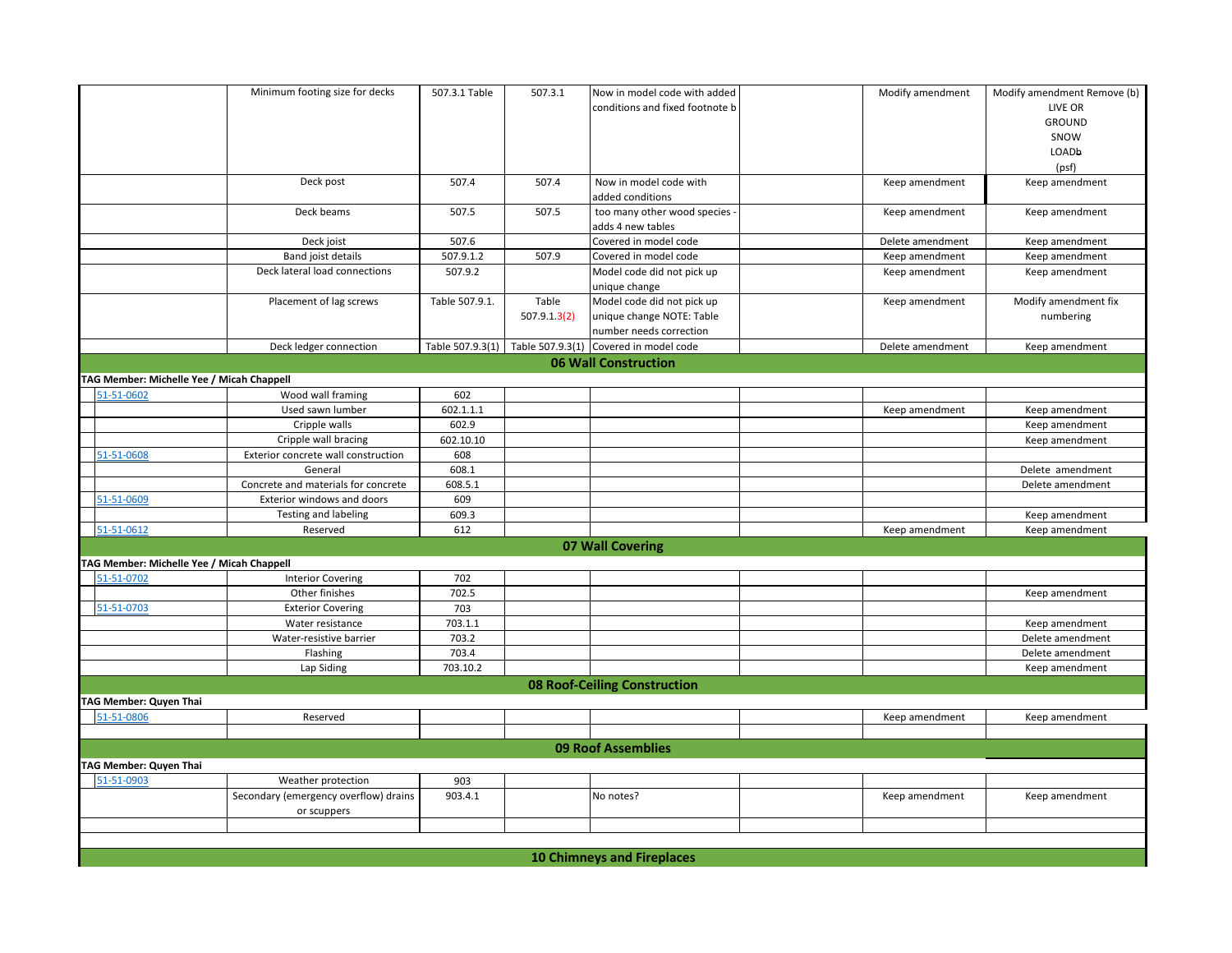| | | | | | | | |
|---|---|---|---|---|---|---|---|
| | Minimum footing size for decks | 507.3.1 Table | 507.3.1 | Now in model code with added conditions and fixed footnote b | | Modify amendment | Modify amendment Remove (b) LIVE OR GROUND SNOW LOADb (psf) |
| | Deck post | 507.4 | 507.4 | Now in model code with added conditions | | Keep amendment | Keep amendment |
| | Deck beams | 507.5 | 507.5 | too many other wood species - adds 4 new tables | | Keep amendment | Keep amendment |
| | Deck joist | 507.6 | | Covered in model code | | Delete amendment | Keep amendment |
| | Band joist details | 507.9.1.2 | 507.9 | Covered in model code | | Keep amendment | Keep amendment |
| | Deck lateral load connections | 507.9.2 | | Model code did not pick up unique change | | Keep amendment | Keep amendment |
| | Placement of lag screws | Table 507.9.1. | Table 507.9.1.3(2) | Model code did not pick up unique change NOTE: Table number needs correction | | Keep amendment | Modify amendment fix numbering |
| | Deck ledger connection | Table 507.9.3(1) | Table 507.9.3(1) | Covered in model code | | Delete amendment | Keep amendment |
| | | | | **06 Wall Construction** | | | |
| **TAG Member: Michelle Yee / Micah Chappell** | | | | | | | |
| 51-51-0602 | Wood wall framing | 602 | | | | | |
| | Used sawn lumber | 602.1.1.1 | | | | Keep amendment | Keep amendment |
| | Cripple walls | 602.9 | | | | | Keep amendment |
| | Cripple wall bracing | 602.10.10 | | | | | Keep amendment |
| 51-51-0608 | Exterior concrete wall construction | 608 | | | | | |
| | General | 608.1 | | | | | Delete amendment |
| | Concrete and materials for concrete | 608.5.1 | | | | | Delete amendment |
| 51-51-0609 | Exterior windows and doors | 609 | | | | | |
| | Testing and labeling | 609.3 | | | | | Keep amendment |
| 51-51-0612 | Reserved | 612 | | | | Keep amendment | Keep amendment |
| | | | | **07 Wall Covering** | | | |
| **TAG Member: Michelle Yee / Micah Chappell** | | | | | | | |
| 51-51-0702 | Interior Covering | 702 | | | | | |
| | Other finishes | 702.5 | | | | | Keep amendment |
| 51-51-0703 | Exterior Covering | 703 | | | | | |
| | Water resistance | 703.1.1 | | | | | Keep amendment |
| | Water-resistive barrier | 703.2 | | | | | Delete amendment |
| | Flashing | 703.4 | | | | | Delete amendment |
| | Lap Siding | 703.10.2 | | | | | Keep amendment |
| | | | | **08 Roof-Ceiling Construction** | | | |
| **TAG Member: Quyen Thai** | | | | | | | |
| 51-51-0806 | Reserved | | | | | Keep amendment | Keep amendment |
| | | | | | | | |
| | | | | **09 Roof Assemblies** | | | |
| **TAG Member: Quyen Thai** | | | | | | | |
| 51-51-0903 | Weather protection | 903 | | | | | |
| | Secondary (emergency overflow) drains or scuppers | 903.4.1 | | No notes? | | Keep amendment | Keep amendment |
| | | | | | | | |
| | | | | | | | |
| | | | | **10 Chimneys and Fireplaces** | | | |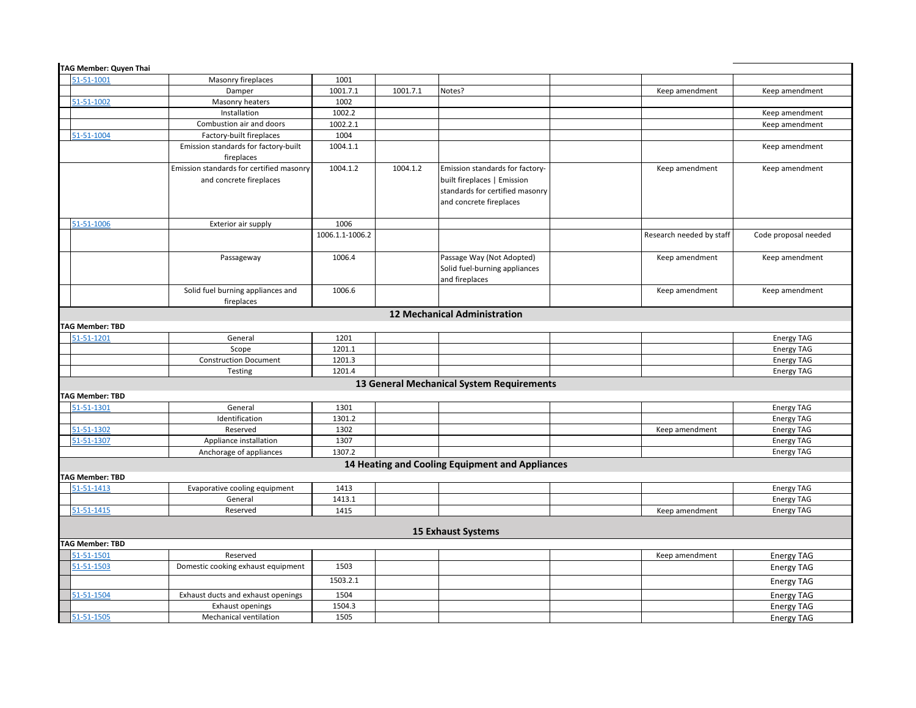| | | | | | | | |
|---|---|---|---|---|---|---|---|
| **TAG Member: Quyen Thai** | | | | | | | |
| 51-51-1001 | Masonry fireplaces | 1001 | | | | | |
| | Damper | 1001.7.1 | 1001.7.1 | Notes? | | Keep amendment | Keep amendment |
| 51-51-1002 | Masonry heaters | 1002 | | | | | |
| | Installation | 1002.2 | | | | | Keep amendment |
| | Combustion air and doors | 1002.2.1 | | | | | Keep amendment |
| 51-51-1004 | Factory-built fireplaces | 1004 | | | | | |
| | Emission standards for factory-built fireplaces | 1004.1.1 | | | | | Keep amendment |
| | Emission standards for certified masonry and concrete fireplaces | 1004.1.2 | 1004.1.2 | Emission standards for factory-built fireplaces \| Emission standards for certified masonry and concrete fireplaces | | Keep amendment | Keep amendment |
| 51-51-1006 | Exterior air supply | 1006 | | | | | |
| | | 1006.1.1-1006.2 | | | | Research needed by staff | Code proposal needed |
| | Passageway | 1006.4 | | Passage Way (Not Adopted) Solid fuel-burning appliances and fireplaces | | Keep amendment | Keep amendment |
| | Solid fuel burning appliances and fireplaces | 1006.6 | | | | Keep amendment | Keep amendment |
| **12 Mechanical Administration** | | | | | | | |
| **TAG Member: TBD** | | | | | | | |
| 51-51-1201 | General | 1201 | | | | | Energy TAG |
| | Scope | 1201.1 | | | | | Energy TAG |
| | Construction Document | 1201.3 | | | | | Energy TAG |
| | Testing | 1201.4 | | | | | Energy TAG |
| **13 General Mechanical System Requirements** | | | | | | | |
| **TAG Member: TBD** | | | | | | | |
| 51-51-1301 | General | 1301 | | | | | Energy TAG |
| | Identification | 1301.2 | | | | | Energy TAG |
| 51-51-1302 | Reserved | 1302 | | | | Keep amendment | Energy TAG |
| 51-51-1307 | Appliance installation | 1307 | | | | | Energy TAG |
| | Anchorage of appliances | 1307.2 | | | | | Energy TAG |
| **14 Heating and Cooling Equipment and Appliances** | | | | | | | |
| **TAG Member: TBD** | | | | | | | |
| 51-51-1413 | Evaporative cooling equipment | 1413 | | | | | Energy TAG |
| | General | 1413.1 | | | | | Energy TAG |
| 51-51-1415 | Reserved | 1415 | | | | Keep amendment | Energy TAG |
| **15 Exhaust Systems** | | | | | | | |
| **TAG Member: TBD** | | | | | | | |
| 51-51-1501 | Reserved | | | | | Keep amendment | Energy TAG |
| 51-51-1503 | Domestic cooking exhaust equipment | 1503 | | | | | Energy TAG |
| | | 1503.2.1 | | | | | Energy TAG |
| 51-51-1504 | Exhaust ducts and exhaust openings | 1504 | | | | | Energy TAG |
| | Exhaust openings | 1504.3 | | | | | Energy TAG |
| 51-51-1505 | Mechanical ventilation | 1505 | | | | | Energy TAG |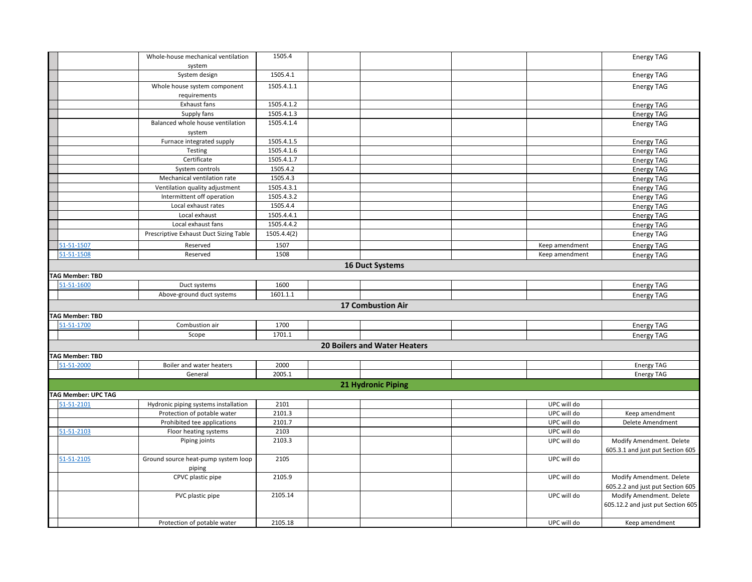| | | | | | | | | |
|---|---|---|---|---|---|---|---|---|
| | | Whole-house mechanical ventilation system | 1505.4 | | | | | Energy TAG |
| | | System design | 1505.4.1 | | | | | Energy TAG |
| | | Whole house system component requirements | 1505.4.1.1 | | | | | Energy TAG |
| | | Exhaust fans | 1505.4.1.2 | | | | | Energy TAG |
| | | Supply fans | 1505.4.1.3 | | | | | Energy TAG |
| | | Balanced whole house ventilation system | 1505.4.1.4 | | | | | Energy TAG |
| | | Furnace integrated supply | 1505.4.1.5 | | | | | Energy TAG |
| | | Testing | 1505.4.1.6 | | | | | Energy TAG |
| | | Certificate | 1505.4.1.7 | | | | | Energy TAG |
| | | System controls | 1505.4.2 | | | | | Energy TAG |
| | | Mechanical ventilation rate | 1505.4.3 | | | | | Energy TAG |
| | | Ventilation quality adjustment | 1505.4.3.1 | | | | | Energy TAG |
| | | Intermittent off operation | 1505.4.3.2 | | | | | Energy TAG |
| | | Local exhaust rates | 1505.4.4 | | | | | Energy TAG |
| | | Local exhaust | 1505.4.4.1 | | | | | Energy TAG |
| | | Local exhaust fans | 1505.4.4.2 | | | | | Energy TAG |
| | | Prescriptive Exhaust Duct Sizing Table | 1505.4.4(2) | | | | | Energy TAG |
| | 51-51-1507 | Reserved | 1507 | | | | Keep amendment | Energy TAG |
| | 51-51-1508 | Reserved | 1508 | | | | Keep amendment | Energy TAG |
| **16 Duct Systems** | | | | | | | | |
| **TAG Member: TBD** | | | | | | | | |
| | 51-51-1600 | Duct systems | 1600 | | | | | Energy TAG |
| | | Above-ground duct systems | 1601.1.1 | | | | | Energy TAG |
| **17 Combustion Air** | | | | | | | | |
| **TAG Member: TBD** | | | | | | | | |
| | 51-51-1700 | Combustion air | 1700 | | | | | Energy TAG |
| | | Scope | 1701.1 | | | | | Energy TAG |
| **20 Boilers and Water Heaters** | | | | | | | | |
| **TAG Member: TBD** | | | | | | | | |
| | 51-51-2000 | Boiler and water heaters | 2000 | | | | | Energy TAG |
| | | General | 2005.1 | | | | | Energy TAG |
| **21 Hydronic Piping** | | | | | | | | |
| **TAG Member: UPC TAG** | | | | | | | | |
| | 51-51-2101 | Hydronic piping systems installation | 2101 | | | | UPC will do | |
| | | Protection of potable water | 2101.3 | | | | UPC will do | Keep amendment |
| | | Prohibited tee applications | 2101.7 | | | | UPC will do | Delete Amendment |
| | 51-51-2103 | Floor heating systems | 2103 | | | | UPC will do | |
| | | Piping joints | 2103.3 | | | | UPC will do | Modify Amendment. Delete 605.3.1 and just put Section 605 |
| | 51-51-2105 | Ground source heat-pump system loop piping | 2105 | | | | UPC will do | |
| | | CPVC plastic pipe | 2105.9 | | | | UPC will do | Modify Amendment. Delete 605.2.2 and just put Section 605 |
| | | PVC plastic pipe | 2105.14 | | | | UPC will do | Modify Amendment. Delete 605.12.2 and just put Section 605 |
| | | Protection of potable water | 2105.18 | | | | UPC will do | Keep amendment |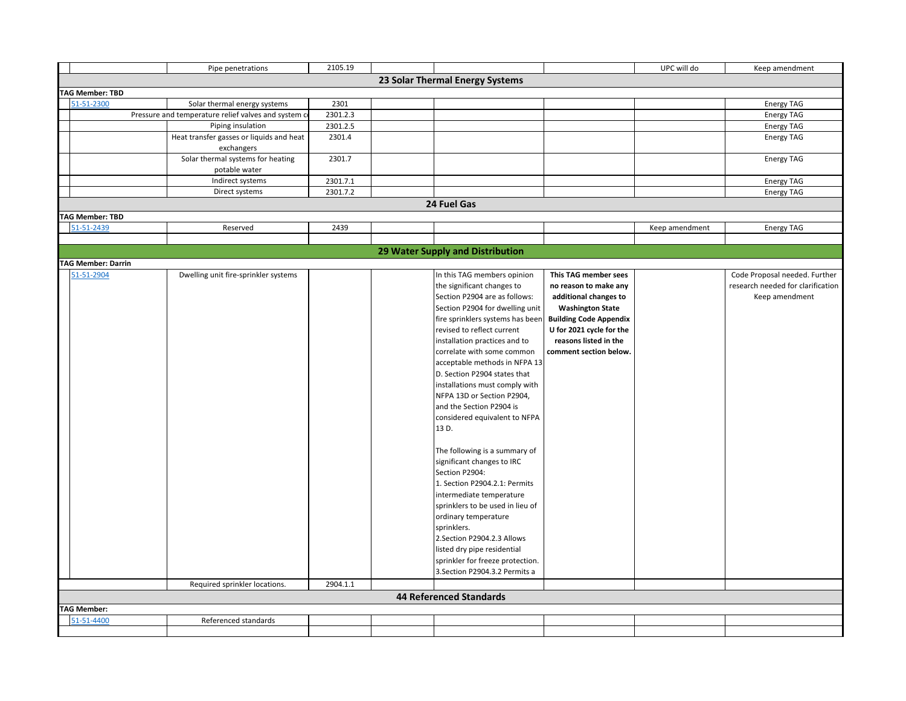| | | | | | | | |
|---|---|---|---|---|---|---|---|
| | Pipe penetrations | 2105.19 | | | | UPC will do | Keep amendment |
| **23 Solar Thermal Energy Systems** | | | | | | | |
| **TAG Member: TBD** | | | | | | | |
| 51-51-2300 | Solar thermal energy systems | 2301 | | | | | Energy TAG |
| | Pressure and temperature relief valves and system c | 2301.2.3 | | | | | Energy TAG |
| | Piping insulation | 2301.2.5 | | | | | Energy TAG |
| | Heat transfer gasses or liquids and heat exchangers | 2301.4 | | | | | Energy TAG |
| | Solar thermal systems for heating potable water | 2301.7 | | | | | Energy TAG |
| | Indirect systems | 2301.7.1 | | | | | Energy TAG |
| | Direct systems | 2301.7.2 | | | | | Energy TAG |
| **24 Fuel Gas** | | | | | | | |
| **TAG Member: TBD** | | | | | | | |
| 51-51-2439 | Reserved | 2439 | | | | Keep amendment | Energy TAG |
| | | | | | | | |
| **29 Water Supply and Distribution** | | | | | | | |
| **TAG Member: Darrin** | | | | | | | |
| 51-51-2904 | Dwelling unit fire-sprinkler systems | | | In this TAG members opinion the significant changes to Section P2904 are as follows: Section P2904 for dwelling unit fire sprinklers systems has been revised to reflect current installation practices and to correlate with some common acceptable methods in NFPA 13 D. Section P2904 states that installations must comply with NFPA 13D or Section P2904, and the Section P2904 is considered equivalent to NFPA 13 D.<br><br>The following is a summary of significant changes to IRC Section P2904:<br>1. Section P2904.2.1: Permits intermediate temperature sprinklers to be used in lieu of ordinary temperature sprinklers.<br>2.Section P2904.2.3 Allows listed dry pipe residential sprinkler for freeze protection.<br>3.Section P2904.3.2 Permits a | **This TAG member sees no reason to make any additional changes to Washington State Building Code Appendix U for 2021 cycle for the reasons listed in the comment section below.** | | Code Proposal needed. Further research needed for clarification Keep amendment |
| | Required sprinkler locations. | 2904.1.1 | | | | | |
| **44 Referenced Standards** | | | | | | | |
| **TAG Member:** | | | | | | | |
| 51-51-4400 | Referenced standards | | | | | | |
| | | | | | | | |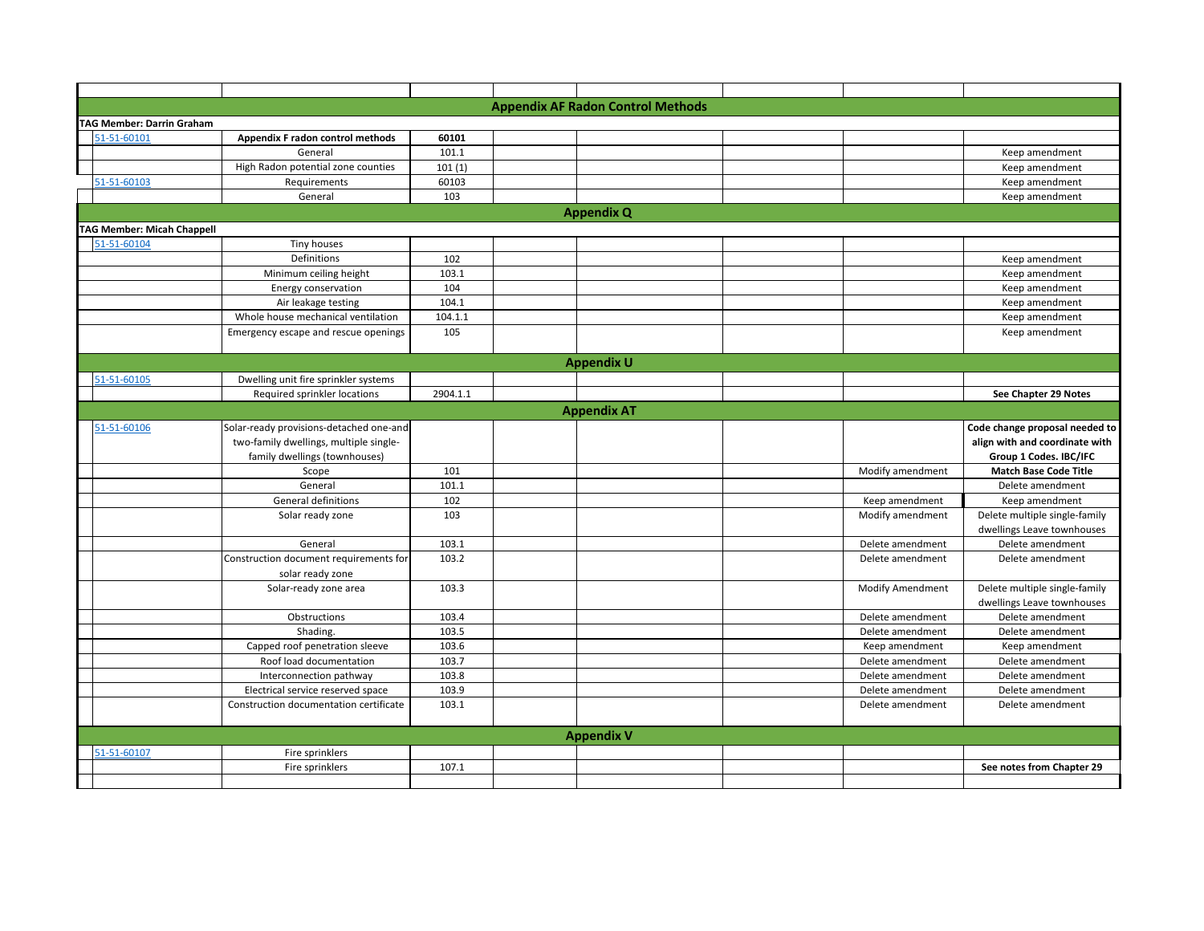| | | | | | | | |
|---|---|---|---|---|---|---|---|
| | | | | | | | |
| | | | **Appendix AF Radon Control Methods** | | | | |
| **TAG Member: Darrin Graham** | | | | | | | |
| 51-51-60101 | **Appendix F radon control methods** | **60101** | | | | | |
| | General | 101.1 | | | | | Keep amendment |
| | High Radon potential zone counties | 101 (1) | | | | | Keep amendment |
| 51-51-60103 | Requirements | 60103 | | | | | Keep amendment |
| | General | 103 | | | | | Keep amendment |
| | | | **Appendix Q** | | | | |
| **TAG Member: Micah Chappell** | | | | | | | |
| 51-51-60104 | Tiny houses | | | | | | |
| | Definitions | 102 | | | | | Keep amendment |
| | Minimum ceiling height | 103.1 | | | | | Keep amendment |
| | Energy conservation | 104 | | | | | Keep amendment |
| | Air leakage testing | 104.1 | | | | | Keep amendment |
| | Whole house mechanical ventilation | 104.1.1 | | | | | Keep amendment |
| | Emergency escape and rescue openings | 105 | | | | | Keep amendment |
| | | | **Appendix U** | | | | |
| 51-51-60105 | Dwelling unit fire sprinkler systems | | | | | | |
| | Required sprinkler locations | 2904.1.1 | | | | | **See Chapter 29 Notes** |
| | | | **Appendix AT** | | | | |
| 51-51-60106 | Solar-ready provisions-detached one-and two-family dwellings, multiple single-family dwellings (townhouses) | | | | | | **Code change proposal needed to align with and coordinate with Group 1 Codes. IBC/IFC** |
| | Scope | 101 | | | | Modify amendment | **Match Base Code Title** |
| | General | 101.1 | | | | | Delete amendment |
| | General definitions | 102 | | | | Keep amendment | Keep amendment |
| | Solar ready zone | 103 | | | | Modify amendment | Delete multiple single-family dwellings Leave townhouses |
| | General | 103.1 | | | | Delete amendment | Delete amendment |
| | Construction document requirements for solar ready zone | 103.2 | | | | Delete amendment | Delete amendment |
| | Solar-ready zone area | 103.3 | | | | Modify Amendment | Delete multiple single-family dwellings Leave townhouses |
| | Obstructions | 103.4 | | | | Delete amendment | Delete amendment |
| | Shading. | 103.5 | | | | Delete amendment | Delete amendment |
| | Capped roof penetration sleeve | 103.6 | | | | Keep amendment | Keep amendment |
| | Roof load documentation | 103.7 | | | | Delete amendment | Delete amendment |
| | Interconnection pathway | 103.8 | | | | Delete amendment | Delete amendment |
| | Electrical service reserved space | 103.9 | | | | Delete amendment | Delete amendment |
| | Construction documentation certificate | 103.1 | | | | Delete amendment | Delete amendment |
| | | | **Appendix V** | | | | |
| 51-51-60107 | Fire sprinklers | | | | | | |
| | Fire sprinklers | 107.1 | | | | | **See notes from Chapter 29** |
| | | | | | | | |